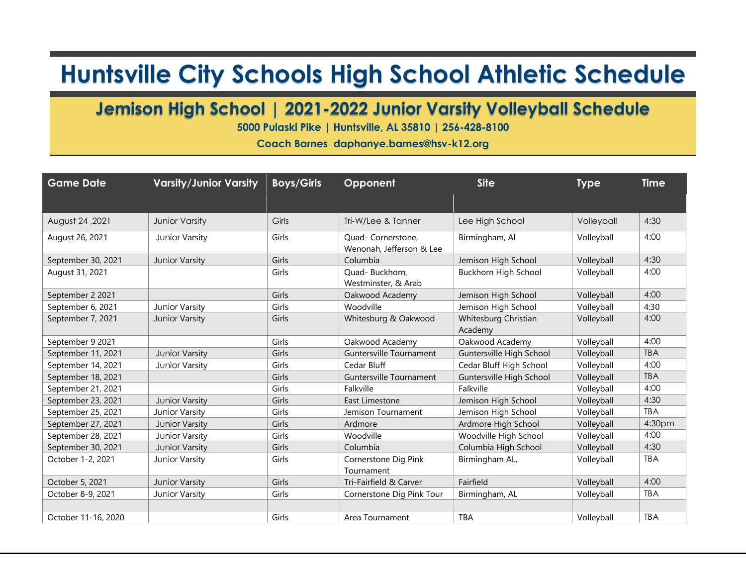# Huntsville City Schools High School Athletic Schedule

## Jemison High School | 2021-2022 Junior Varsity Volleyball Schedule

**5000 Pulaski Pike | Huntsville, AL 35810 | 256-428-8100**

**Coach Barnes daphanye.barnes@hsv-k12.org**

| Game Date | Varsity/Junior Varsity | Boys/Girls | Opponent | Site | Type | Time |
|---|---|---|---|---|---|---|
| August 24 ,2021 | Junior Varsity | Girls | Tri-W/Lee & Tanner | Lee High School | Volleyball | 4:30 |
| August 26, 2021 | Junior Varsity | Girls | Quad- Cornerstone, Wenonah, Jefferson & Lee | Birmingham, Al | Volleyball | 4:00 |
| September 30, 2021 | Junior Varsity | Girls | Columbia | Jemison High School | Volleyball | 4:30 |
| August 31, 2021 | | Girls | Quad- Buckhorn, Westminster, & Arab | Buckhorn High School | Volleyball | 4:00 |
| September 2 2021 | | Girls | Oakwood Academy | Jemison High School | Volleyball | 4:00 |
| September 6, 2021 | Junior Varsity | Girls | Woodville | Jemison High School | Volleyball | 4:30 |
| September 7, 2021 | Junior Varsity | Girls | Whitesburg & Oakwood | Whitesburg Christian Academy | Volleyball | 4:00 |
| September 9 2021 | | Girls | Oakwood Academy | Oakwood Academy | Volleyball | 4:00 |
| September 11, 2021 | Junior Varsity | Girls | Guntersville Tournament | Guntersville High School | Volleyball | TBA |
| September 14, 2021 | Junior Varsity | Girls | Cedar Bluff | Cedar Bluff High School | Volleyball | 4:00 |
| September 18, 2021 | | Girls | Guntersville Tournament | Guntersville High School | Volleyball | TBA |
| September 21, 2021 | | Girls | Falkville | Falkville | Volleyball | 4:00 |
| September 23, 2021 | Junior Varsity | Girls | East Limestone | Jemison High School | Volleyball | 4:30 |
| September 25, 2021 | Junior Varsity | Girls | Jemison Tournament | Jemison High School | Volleyball | TBA |
| September 27, 2021 | Junior Varsity | Girls | Ardmore | Ardmore High School | Volleyball | 4:30pm |
| September 28, 2021 | Junior Varsity | Girls | Woodville | Woodville High School | Volleyball | 4:00 |
| September 30, 2021 | Junior Varsity | Girls | Columbia | Columbia High School | Volleyball | 4:30 |
| October 1-2, 2021 | Junior Varsity | Girls | Cornerstone Dig Pink Tournament | Birmingham AL, | Volleyball | TBA |
| October 5, 2021 | Junior Varsity | Girls | Tri-Fairfield & Carver | Fairfield | Volleyball | 4:00 |
| October 8-9, 2021 | Junior Varsity | Girls | Cornerstone Dig Pink Tour | Birmingham, AL | Volleyball | TBA |
| | | | | | | |
| October 11-16, 2020 | | Girls | Area Tournament | TBA | Volleyball | TBA |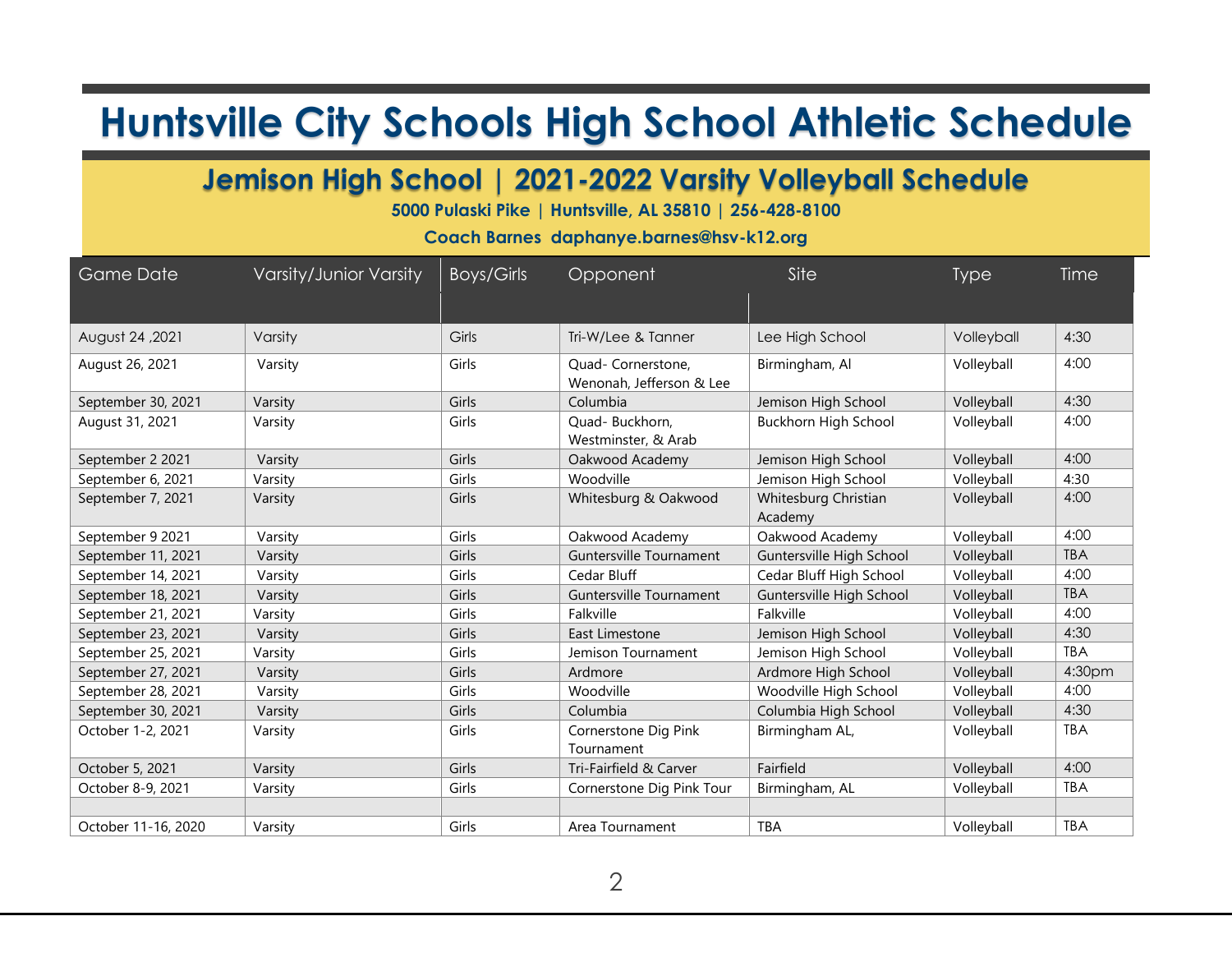# Huntsville City Schools High School Athletic Schedule

## Jemison High School | 2021-2022 Varsity Volleyball Schedule

**5000 Pulaski Pike | Huntsville, AL 35810 | 256-428-8100**

**Coach Barnes daphanye.barnes@hsv-k12.org**

| Game Date | Varsity/Junior Varsity | Boys/Girls | Opponent | Site | Type | Time |
|---|---|---|---|---|---|---|
| August 24 ,2021 | Varsity | Girls | Tri-W/Lee & Tanner | Lee High School | Volleyball | 4:30 |
| August 26, 2021 | Varsity | Girls | Quad- Cornerstone, Wenonah, Jefferson & Lee | Birmingham, Al | Volleyball | 4:00 |
| September 30, 2021 | Varsity | Girls | Columbia | Jemison High School | Volleyball | 4:30 |
| August 31, 2021 | Varsity | Girls | Quad- Buckhorn, Westminster, & Arab | Buckhorn High School | Volleyball | 4:00 |
| September 2 2021 | Varsity | Girls | Oakwood Academy | Jemison High School | Volleyball | 4:00 |
| September 6, 2021 | Varsity | Girls | Woodville | Jemison High School | Volleyball | 4:30 |
| September 7, 2021 | Varsity | Girls | Whitesburg & Oakwood | Whitesburg Christian Academy | Volleyball | 4:00 |
| September 9 2021 | Varsity | Girls | Oakwood Academy | Oakwood Academy | Volleyball | 4:00 |
| September 11, 2021 | Varsity | Girls | Guntersville Tournament | Guntersville High School | Volleyball | TBA |
| September 14, 2021 | Varsity | Girls | Cedar Bluff | Cedar Bluff High School | Volleyball | 4:00 |
| September 18, 2021 | Varsity | Girls | Guntersville Tournament | Guntersville High School | Volleyball | TBA |
| September 21, 2021 | Varsity | Girls | Falkville | Falkville | Volleyball | 4:00 |
| September 23, 2021 | Varsity | Girls | East Limestone | Jemison High School | Volleyball | 4:30 |
| September 25, 2021 | Varsity | Girls | Jemison Tournament | Jemison High School | Volleyball | TBA |
| September 27, 2021 | Varsity | Girls | Ardmore | Ardmore High School | Volleyball | 4:30pm |
| September 28, 2021 | Varsity | Girls | Woodville | Woodville High School | Volleyball | 4:00 |
| September 30, 2021 | Varsity | Girls | Columbia | Columbia High School | Volleyball | 4:30 |
| October 1-2, 2021 | Varsity | Girls | Cornerstone Dig Pink Tournament | Birmingham AL, | Volleyball | TBA |
| October 5, 2021 | Varsity | Girls | Tri-Fairfield & Carver | Fairfield | Volleyball | 4:00 |
| October 8-9, 2021 | Varsity | Girls | Cornerstone Dig Pink Tour | Birmingham, AL | Volleyball | TBA |
| | | | | | | |
| October 11-16, 2020 | Varsity | Girls | Area Tournament | TBA | Volleyball | TBA |